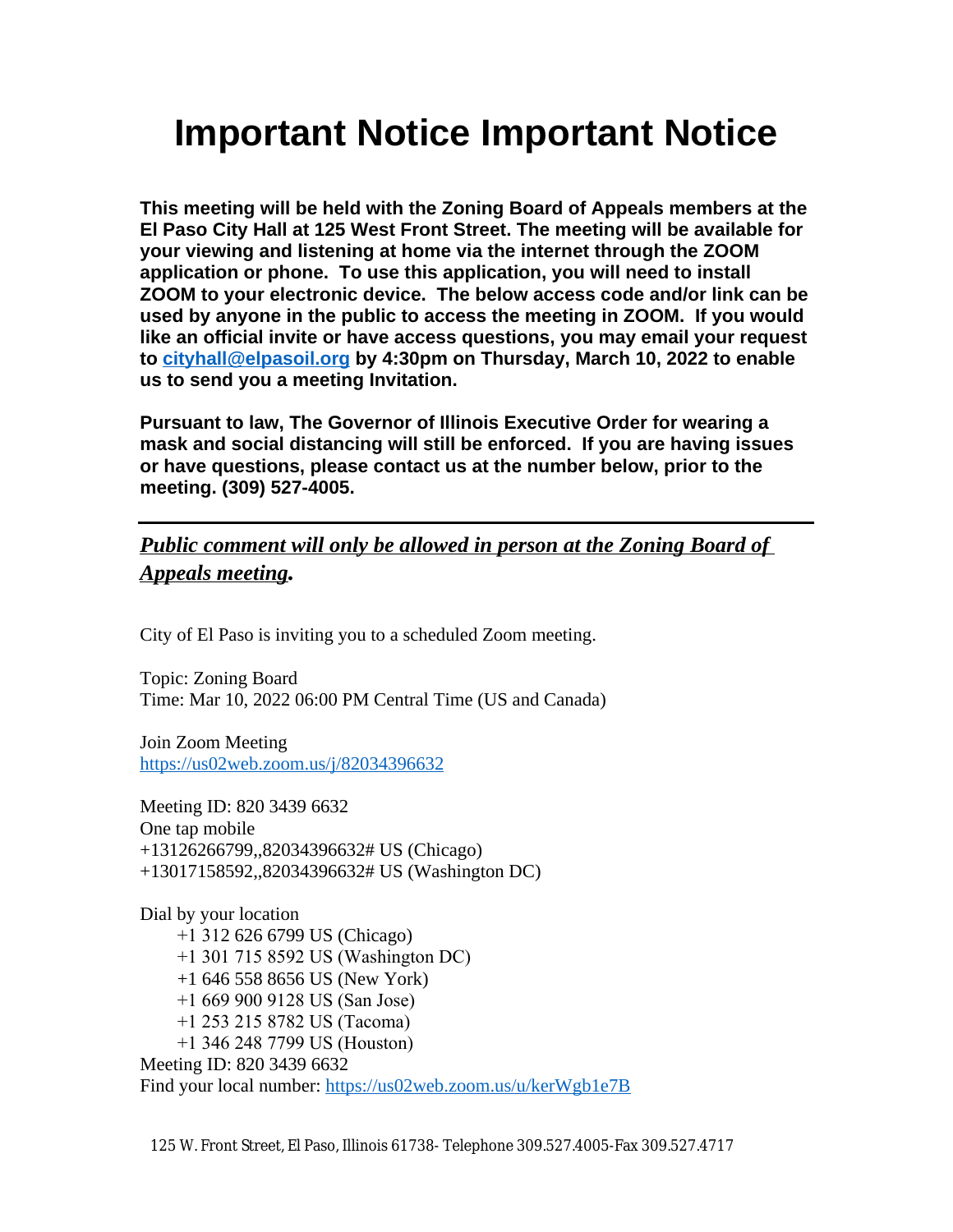# Important Notice Important Notice

**This meeting will be held with the Zoning Board of Appeals members at the El Paso City Hall at 125 West Front Street. The meeting will be available for your viewing and listening at home via the internet through the ZOOM application or phone. To use this application, you will need to install ZOOM to your electronic device. The below access code and/or link can be used by anyone in the public to access the meeting in ZOOM. If you would like an official invite or have access questions, you may email your request to [cityhall@elpasoil.org](mailto:cityhall@elpasoil.org) by 4:30pm on Thursday, March 10, 2022 to enable us to send you a meeting Invitation.**

**Pursuant to law, The Governor of Illinois Executive Order for wearing a mask and social distancing will still be enforced. If you are having issues or have questions, please contact us at the number below, prior to the meeting. (309) 527-4005.**

---

***Public comment will only be allowed in person at the Zoning Board of Appeals meeting.***

City of El Paso is inviting you to a scheduled Zoom meeting.

Topic: Zoning Board
Time: Mar 10, 2022 06:00 PM Central Time (US and Canada)

Join Zoom Meeting
https://us02web.zoom.us/j/82034396632

Meeting ID: 820 3439 6632
One tap mobile
+13126266799,,82034396632# US (Chicago)
+13017158592,,82034396632# US (Washington DC)

Dial by your location
+1 312 626 6799 US (Chicago)
+1 301 715 8592 US (Washington DC)
+1 646 558 8656 US (New York)
+1 669 900 9128 US (San Jose)
+1 253 215 8782 US (Tacoma)
+1 346 248 7799 US (Houston)
Meeting ID: 820 3439 6632
Find your local number: https://us02web.zoom.us/u/kerWgb1e7B

125 W. Front Street, El Paso, Illinois 61738- Telephone 309.527.4005-Fax 309.527.4717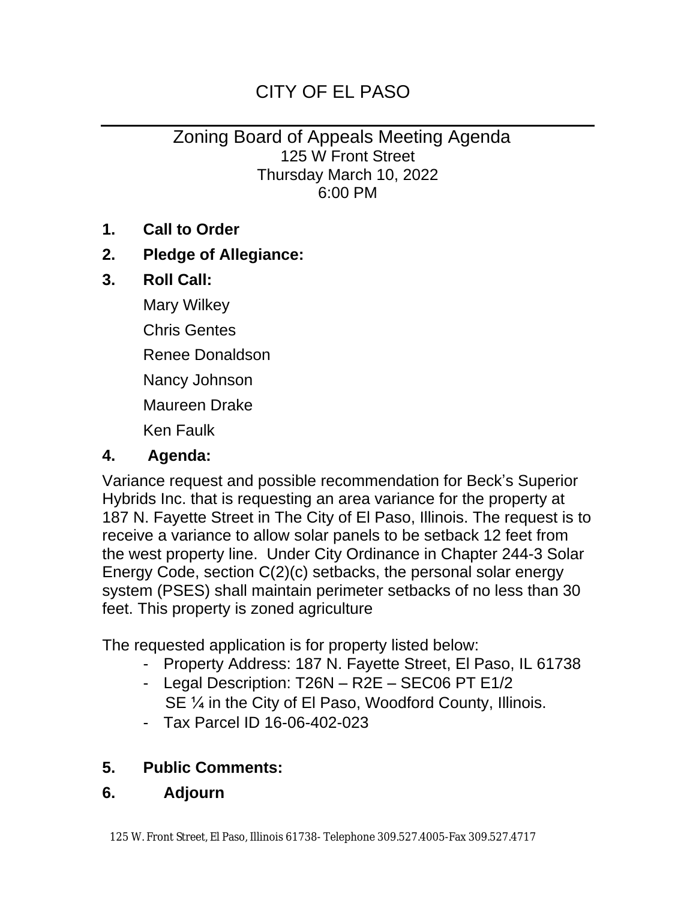# CITY OF EL PASO

## Zoning Board of Appeals Meeting Agenda

125 W Front Street
Thursday March 10, 2022
6:00 PM

1. **Call to Order**
2. **Pledge of Allegiance:**
3. **Roll Call:**

   Mary Wilkey

   Chris Gentes

   Renee Donaldson

   Nancy Johnson

   Maureen Drake

   Ken Faulk

4. **Agenda:**

Variance request and possible recommendation for Beck's Superior Hybrids Inc. that is requesting an area variance for the property at 187 N. Fayette Street in The City of El Paso, Illinois. The request is to receive a variance to allow solar panels to be setback 12 feet from the west property line. Under City Ordinance in Chapter 244-3 Solar Energy Code, section C(2)(c) setbacks, the personal solar energy system (PSES) shall maintain perimeter setbacks of no less than 30 feet. This property is zoned agriculture

The requested application is for property listed below:

- Property Address: 187 N. Fayette Street, El Paso, IL 61738
- Legal Description: T26N – R2E – SEC06 PT E1/2 SE ¼ in the City of El Paso, Woodford County, Illinois.
- Tax Parcel ID 16-06-402-023

5. **Public Comments:**
6. **Adjourn**

125 W. Front Street, El Paso, Illinois 61738- Telephone 309.527.4005-Fax 309.527.4717